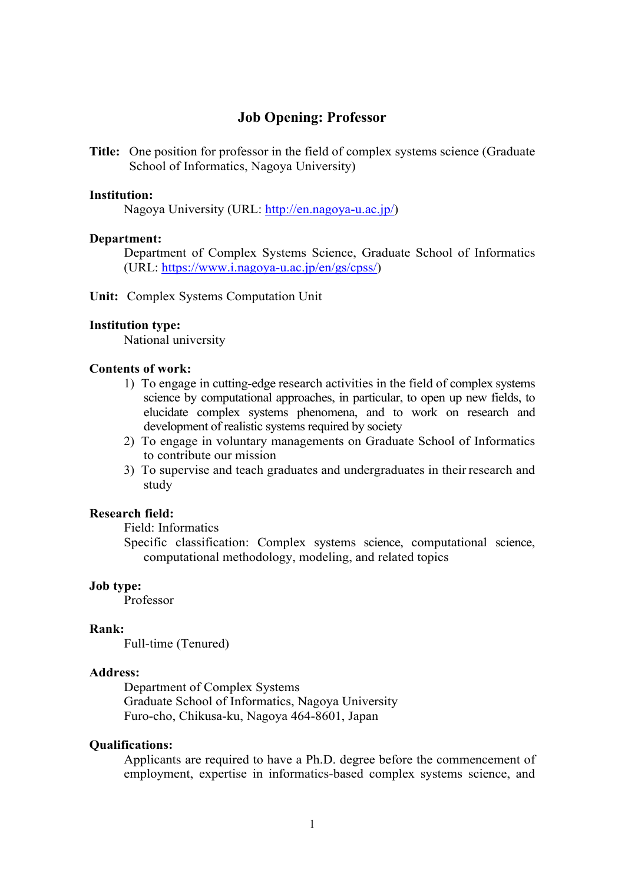# Job Opening: Professor

**Title:** One position for professor in the field of complex systems science (Graduate School of Informatics, Nagoya University)

**Institution:**

Nagoya University (URL: [http://en.nagoya-u.ac.jp/](http://en.nagoya-u.ac.jp/))

**Department:**

Department of Complex Systems Science, Graduate School of Informatics (URL: [https://www.i.nagoya-u.ac.jp/en/gs/cpss/](https://www.i.nagoya-u.ac.jp/en/gs/cpss/))

**Unit:** Complex Systems Computation Unit

**Institution type:**

National university

**Contents of work:**

1) To engage in cutting-edge research activities in the field of complex systems science by computational approaches, in particular, to open up new fields, to elucidate complex systems phenomena, and to work on research and development of realistic systems required by society
2) To engage in voluntary managements on Graduate School of Informatics to contribute our mission
3) To supervise and teach graduates and undergraduates in their research and study

**Research field:**

Field: Informatics

Specific classification: Complex systems science, computational science, computational methodology, modeling, and related topics

**Job type:**

Professor

**Rank:**

Full-time (Tenured)

**Address:**

Department of Complex Systems
Graduate School of Informatics, Nagoya University
Furo-cho, Chikusa-ku, Nagoya 464-8601, Japan

**Qualifications:**

Applicants are required to have a Ph.D. degree before the commencement of employment, expertise in informatics-based complex systems science, and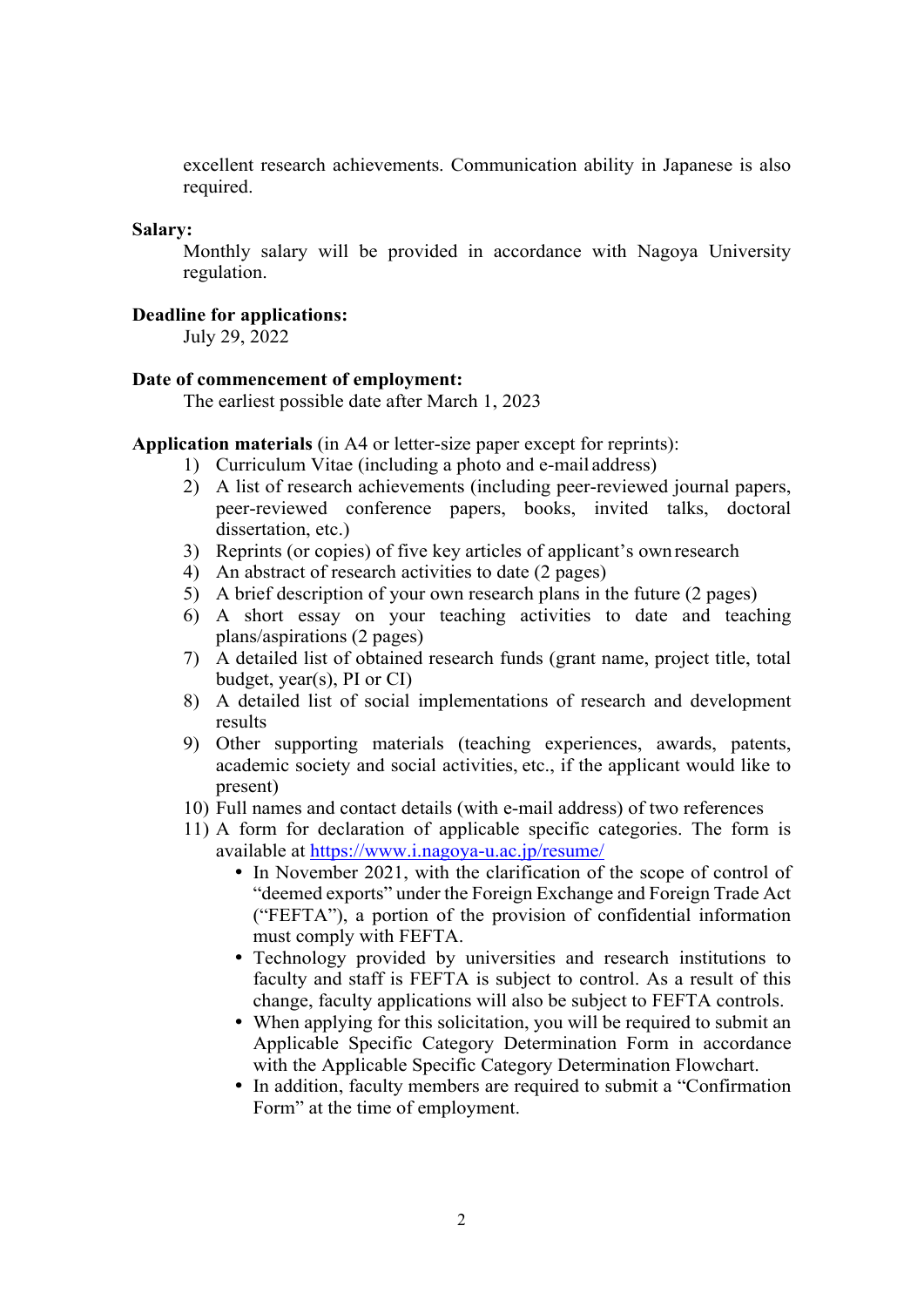excellent research achievements. Communication ability in Japanese is also required.

**Salary:**

Monthly salary will be provided in accordance with Nagoya University regulation.

**Deadline for applications:**

July 29, 2022

**Date of commencement of employment:**

The earliest possible date after March 1, 2023

**Application materials** (in A4 or letter-size paper except for reprints):

1) Curriculum Vitae (including a photo and e-mail address)
2) A list of research achievements (including peer-reviewed journal papers, peer-reviewed conference papers, books, invited talks, doctoral dissertation, etc.)
3) Reprints (or copies) of five key articles of applicant's own research
4) An abstract of research activities to date (2 pages)
5) A brief description of your own research plans in the future (2 pages)
6) A short essay on your teaching activities to date and teaching plans/aspirations (2 pages)
7) A detailed list of obtained research funds (grant name, project title, total budget, year(s), PI or CI)
8) A detailed list of social implementations of research and development results
9) Other supporting materials (teaching experiences, awards, patents, academic society and social activities, etc., if the applicant would like to present)
10) Full names and contact details (with e-mail address) of two references
11) A form for declaration of applicable specific categories. The form is available at [https://www.i.nagoya-u.ac.jp/resume/](https://www.i.nagoya-u.ac.jp/resume/)
    - In November 2021, with the clarification of the scope of control of "deemed exports" under the Foreign Exchange and Foreign Trade Act ("FEFTA"), a portion of the provision of confidential information must comply with FEFTA.
    - Technology provided by universities and research institutions to faculty and staff is FEFTA is subject to control. As a result of this change, faculty applications will also be subject to FEFTA controls.
    - When applying for this solicitation, you will be required to submit an Applicable Specific Category Determination Form in accordance with the Applicable Specific Category Determination Flowchart.
    - In addition, faculty members are required to submit a "Confirmation Form" at the time of employment.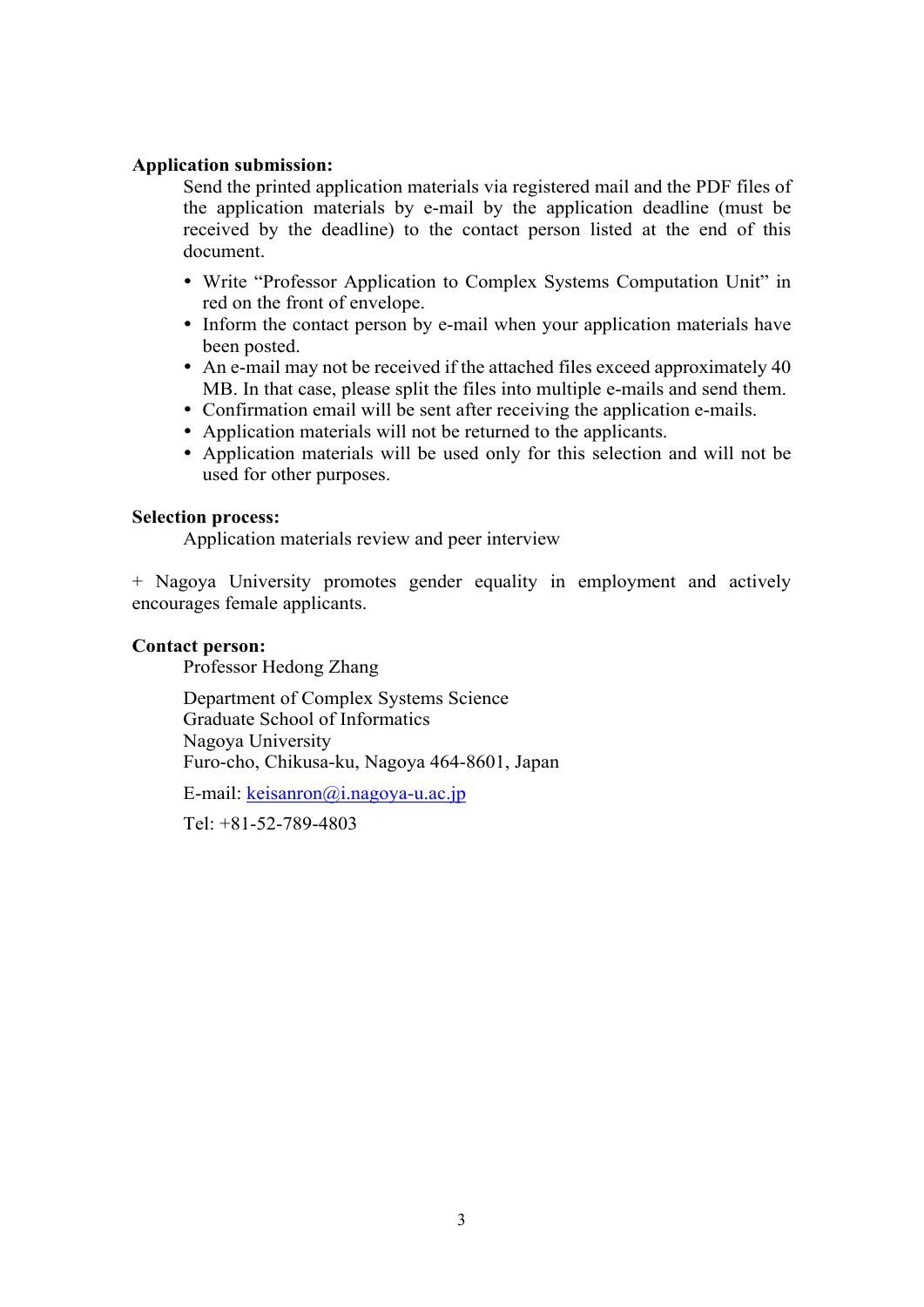**Application submission:**

Send the printed application materials via registered mail and the PDF files of the application materials by e-mail by the application deadline (must be received by the deadline) to the contact person listed at the end of this document.

- Write "Professor Application to Complex Systems Computation Unit" in red on the front of envelope.
- Inform the contact person by e-mail when your application materials have been posted.
- An e-mail may not be received if the attached files exceed approximately 40 MB. In that case, please split the files into multiple e-mails and send them.
- Confirmation email will be sent after receiving the application e-mails.
- Application materials will not be returned to the applicants.
- Application materials will be used only for this selection and will not be used for other purposes.

**Selection process:**

Application materials review and peer interview

+ Nagoya University promotes gender equality in employment and actively encourages female applicants.

**Contact person:**

Professor Hedong Zhang

Department of Complex Systems Science
Graduate School of Informatics
Nagoya University
Furo-cho, Chikusa-ku, Nagoya 464-8601, Japan

E-mail: keisanron@i.nagoya-u.ac.jp

Tel: +81-52-789-4803